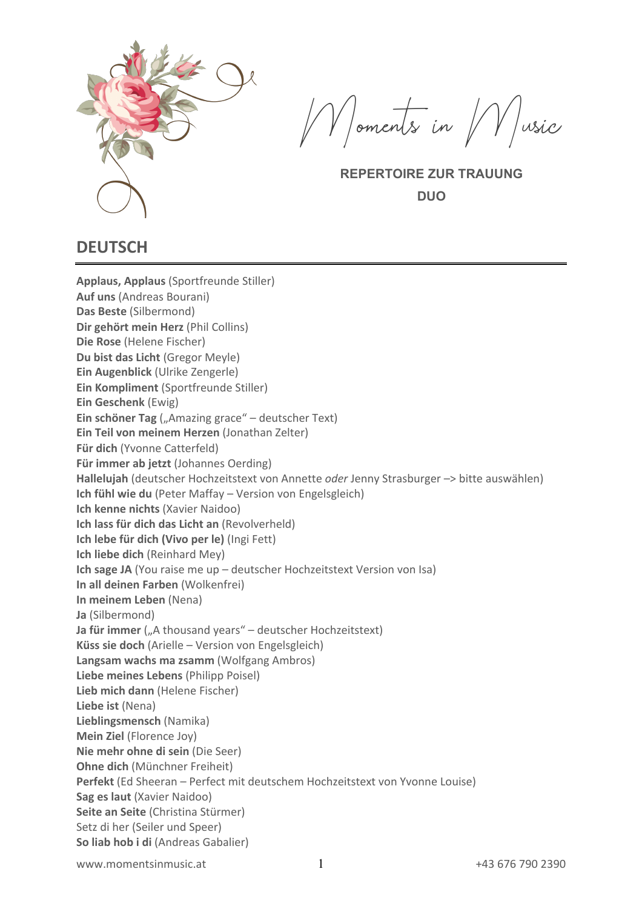# Moments in Music

**REPERTOIRE ZUR TRAUUNG**

**DUO**

## DEUTSCH

**Applaus, Applaus** (Sportfreunde Stiller)
**Auf uns** (Andreas Bourani)
**Das Beste** (Silbermond)
**Dir gehört mein Herz** (Phil Collins)
**Die Rose** (Helene Fischer)
**Du bist das Licht** (Gregor Meyle)
**Ein Augenblick** (Ulrike Zengerle)
**Ein Kompliment** (Sportfreunde Stiller)
**Ein Geschenk** (Ewig)
**Ein schöner Tag** („Amazing grace" – deutscher Text)
**Ein Teil von meinem Herzen** (Jonathan Zelter)
**Für dich** (Yvonne Catterfeld)
**Für immer ab jetzt** (Johannes Oerding)
**Hallelujah** (deutscher Hochzeitstext von Annette *oder* Jenny Strasburger –> bitte auswählen)
**Ich fühl wie du** (Peter Maffay – Version von Engelsgleich)
**Ich kenne nichts** (Xavier Naidoo)
**Ich lass für dich das Licht an** (Revolverheld)
**Ich lebe für dich (Vivo per le)** (Ingi Fett)
**Ich liebe dich** (Reinhard Mey)
**Ich sage JA** (You raise me up – deutscher Hochzeitstext Version von Isa)
**In all deinen Farben** (Wolkenfrei)
**In meinem Leben** (Nena)
**Ja** (Silbermond)
**Ja für immer** („A thousand years" – deutscher Hochzeitstext)
**Küss sie doch** (Arielle – Version von Engelsgleich)
**Langsam wachs ma zsamm** (Wolfgang Ambros)
**Liebe meines Lebens** (Philipp Poisel)
**Lieb mich dann** (Helene Fischer)
**Liebe ist** (Nena)
**Lieblingsmensch** (Namika)
**Mein Ziel** (Florence Joy)
**Nie mehr ohne di sein** (Die Seer)
**Ohne dich** (Münchner Freiheit)
**Perfekt** (Ed Sheeran – Perfect mit deutschem Hochzeitstext von Yvonne Louise)
**Sag es laut** (Xavier Naidoo)
**Seite an Seite** (Christina Stürmer)
Setz di her (Seiler und Speer)
**So liab hob i di** (Andreas Gabalier)

www.momentsinmusic.at +43 676 790 2390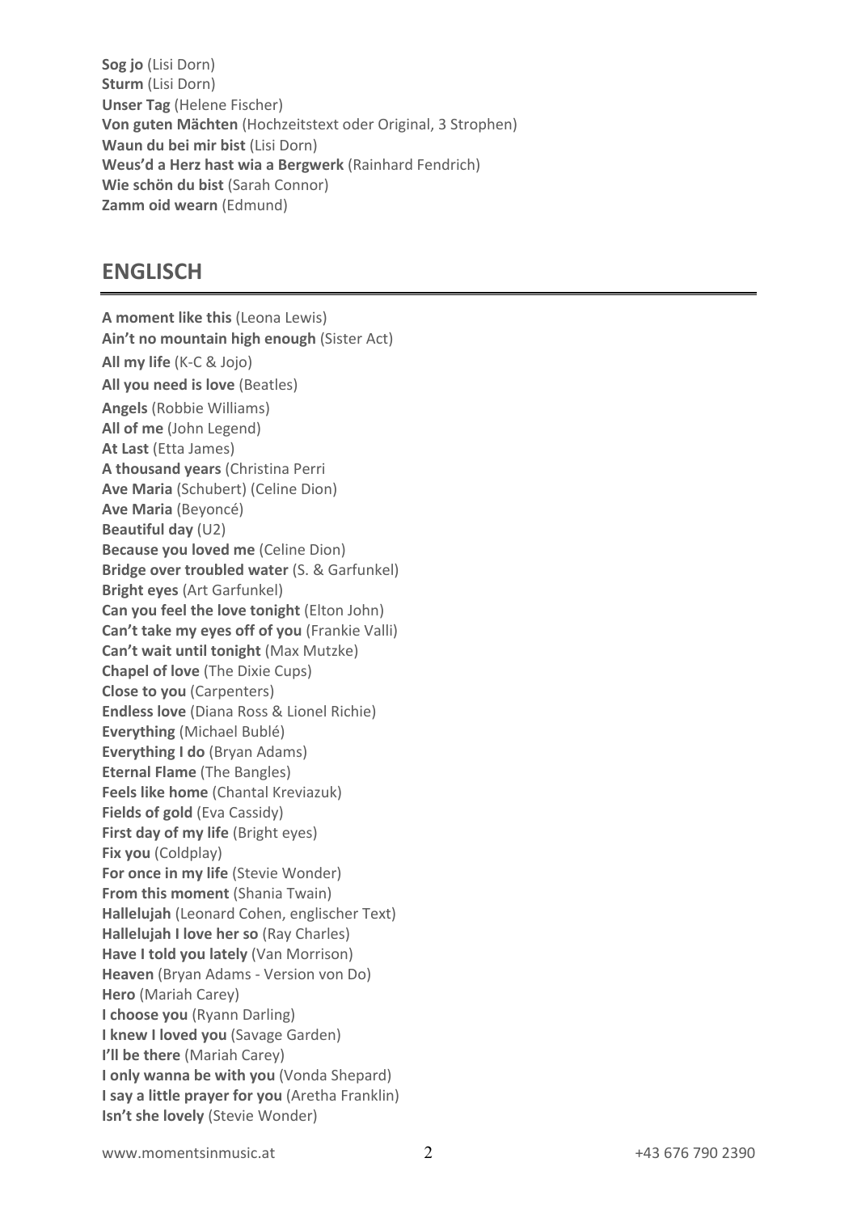**Sog jo** (Lisi Dorn)
**Sturm** (Lisi Dorn)
**Unser Tag** (Helene Fischer)
**Von guten Mächten** (Hochzeitstext oder Original, 3 Strophen)
**Waun du bei mir bist** (Lisi Dorn)
**Weus'd a Herz hast wia a Bergwerk** (Rainhard Fendrich)
**Wie schön du bist** (Sarah Connor)
**Zamm oid wearn** (Edmund)

## ENGLISCH

**A moment like this** (Leona Lewis)
**Ain't no mountain high enough** (Sister Act)
**All my life** (K-C & Jojo)
**All you need is love** (Beatles)
**Angels** (Robbie Williams)
**All of me** (John Legend)
**At Last** (Etta James)
**A thousand years** (Christina Perri
**Ave Maria** (Schubert) (Celine Dion)
**Ave Maria** (Beyoncé)
**Beautiful day** (U2)
**Because you loved me** (Celine Dion)
**Bridge over troubled water** (S. & Garfunkel)
**Bright eyes** (Art Garfunkel)
**Can you feel the love tonight** (Elton John)
**Can't take my eyes off of you** (Frankie Valli)
**Can't wait until tonight** (Max Mutzke)
**Chapel of love** (The Dixie Cups)
**Close to you** (Carpenters)
**Endless love** (Diana Ross & Lionel Richie)
**Everything** (Michael Bublé)
**Everything I do** (Bryan Adams)
**Eternal Flame** (The Bangles)
**Feels like home** (Chantal Kreviazuk)
**Fields of gold** (Eva Cassidy)
**First day of my life** (Bright eyes)
**Fix you** (Coldplay)
**For once in my life** (Stevie Wonder)
**From this moment** (Shania Twain)
**Hallelujah** (Leonard Cohen, englischer Text)
**Hallelujah I love her so** (Ray Charles)
**Have I told you lately** (Van Morrison)
**Heaven** (Bryan Adams - Version von Do)
**Hero** (Mariah Carey)
**I choose you** (Ryann Darling)
**I knew I loved you** (Savage Garden)
**I'll be there** (Mariah Carey)
**I only wanna be with you** (Vonda Shepard)
**I say a little prayer for you** (Aretha Franklin)
**Isn't she lovely** (Stevie Wonder)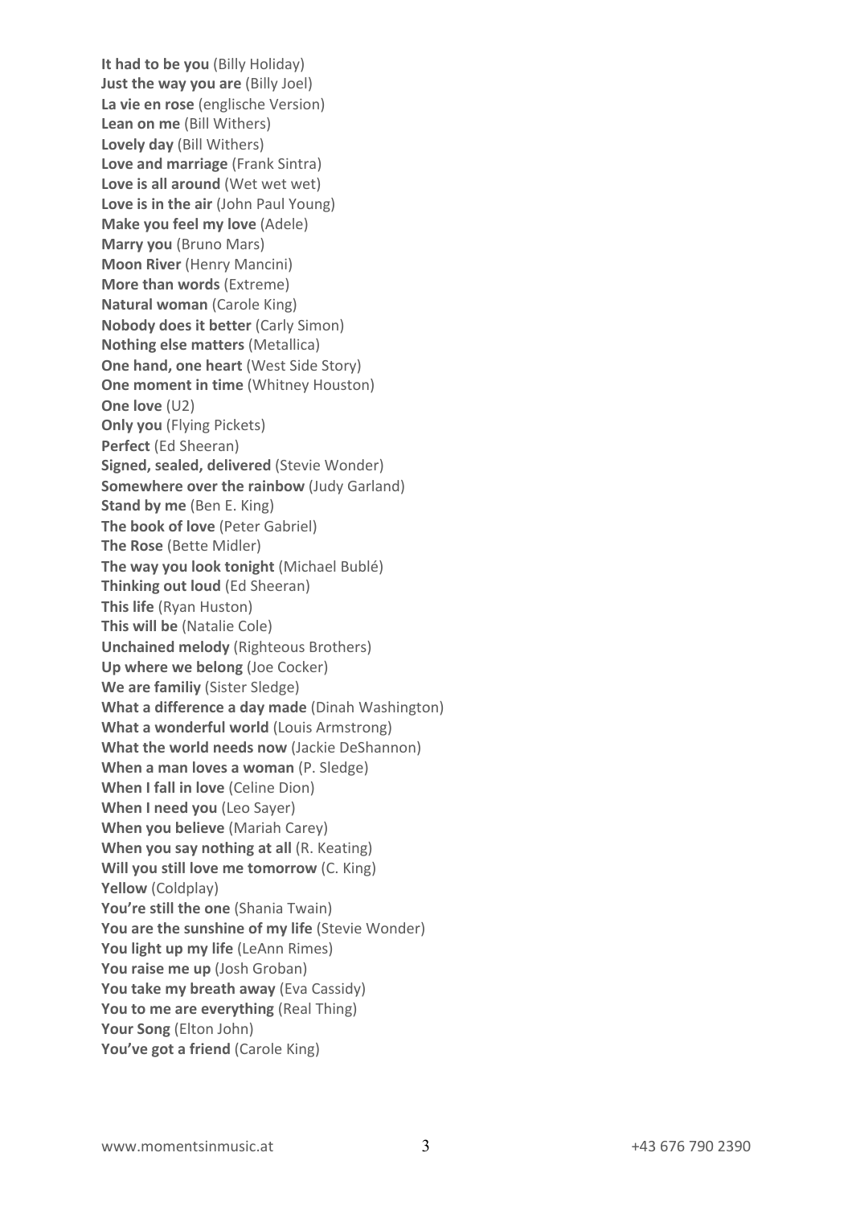**It had to be you** (Billy Holiday)
**Just the way you are** (Billy Joel)
**La vie en rose** (englische Version)
**Lean on me** (Bill Withers)
**Lovely day** (Bill Withers)
**Love and marriage** (Frank Sintra)
**Love is all around** (Wet wet wet)
**Love is in the air** (John Paul Young)
**Make you feel my love** (Adele)
**Marry you** (Bruno Mars)
**Moon River** (Henry Mancini)
**More than words** (Extreme)
**Natural woman** (Carole King)
**Nobody does it better** (Carly Simon)
**Nothing else matters** (Metallica)
**One hand, one heart** (West Side Story)
**One moment in time** (Whitney Houston)
**One love** (U2)
**Only you** (Flying Pickets)
**Perfect** (Ed Sheeran)
**Signed, sealed, delivered** (Stevie Wonder)
**Somewhere over the rainbow** (Judy Garland)
**Stand by me** (Ben E. King)
**The book of love** (Peter Gabriel)
**The Rose** (Bette Midler)
**The way you look tonight** (Michael Bublé)
**Thinking out loud** (Ed Sheeran)
**This life** (Ryan Huston)
**This will be** (Natalie Cole)
**Unchained melody** (Righteous Brothers)
**Up where we belong** (Joe Cocker)
**We are familiy** (Sister Sledge)
**What a difference a day made** (Dinah Washington)
**What a wonderful world** (Louis Armstrong)
**What the world needs now** (Jackie DeShannon)
**When a man loves a woman** (P. Sledge)
**When I fall in love** (Celine Dion)
**When I need you** (Leo Sayer)
**When you believe** (Mariah Carey)
**When you say nothing at all** (R. Keating)
**Will you still love me tomorrow** (C. King)
**Yellow** (Coldplay)
**You're still the one** (Shania Twain)
**You are the sunshine of my life** (Stevie Wonder)
**You light up my life** (LeAnn Rimes)
**You raise me up** (Josh Groban)
**You take my breath away** (Eva Cassidy)
**You to me are everything** (Real Thing)
**Your Song** (Elton John)
**You've got a friend** (Carole King)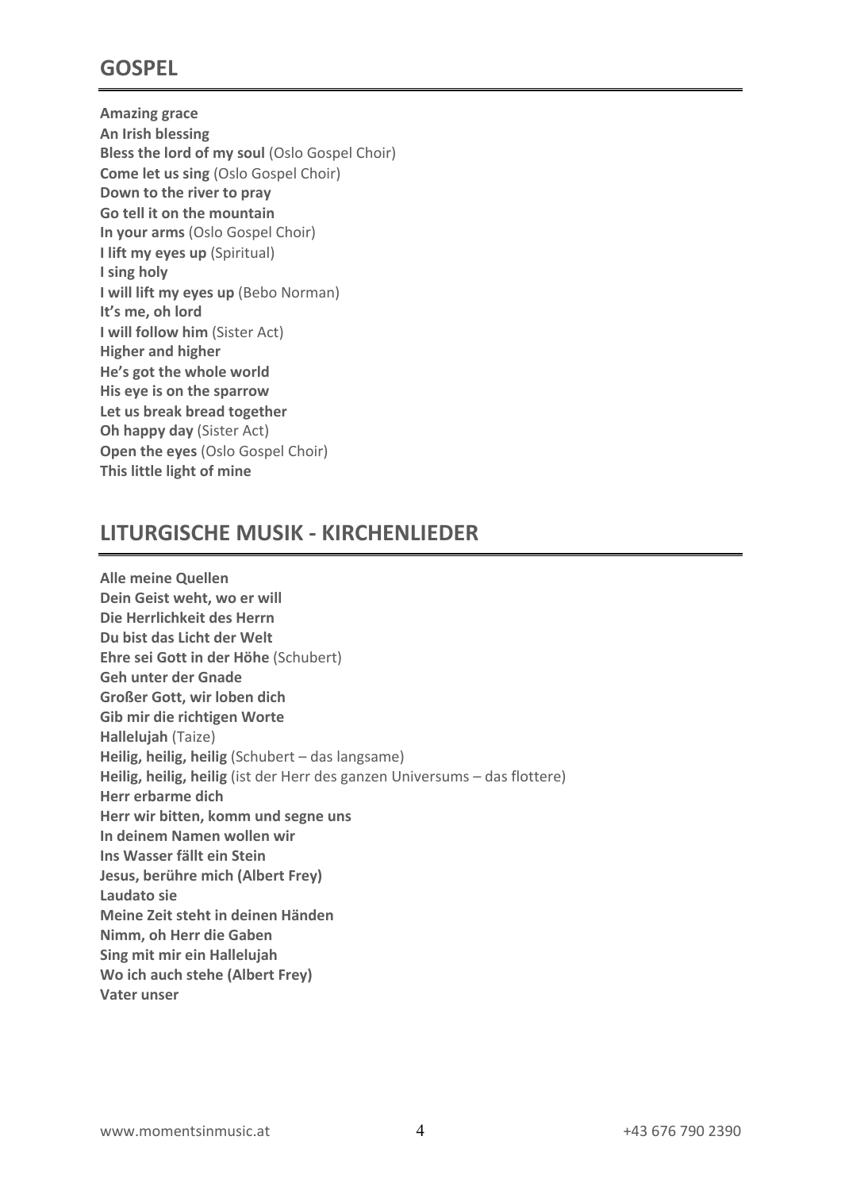## GOSPEL

**Amazing grace**
**An Irish blessing**
**Bless the lord of my soul** (Oslo Gospel Choir)
**Come let us sing** (Oslo Gospel Choir)
**Down to the river to pray**
**Go tell it on the mountain**
**In your arms** (Oslo Gospel Choir)
**I lift my eyes up** (Spiritual)
**I sing holy**
**I will lift my eyes up** (Bebo Norman)
**It's me, oh lord**
**I will follow him** (Sister Act)
**Higher and higher**
**He's got the whole world**
**His eye is on the sparrow**
**Let us break bread together**
**Oh happy day** (Sister Act)
**Open the eyes** (Oslo Gospel Choir)
**This little light of mine**

## LITURGISCHE MUSIK - KIRCHENLIEDER

**Alle meine Quellen**
**Dein Geist weht, wo er will**
**Die Herrlichkeit des Herrn**
**Du bist das Licht der Welt**
**Ehre sei Gott in der Höhe** (Schubert)
**Geh unter der Gnade**
**Großer Gott, wir loben dich**
**Gib mir die richtigen Worte**
**Hallelujah** (Taize)
**Heilig, heilig, heilig** (Schubert – das langsame)
**Heilig, heilig, heilig** (ist der Herr des ganzen Universums – das flottere)
**Herr erbarme dich**
**Herr wir bitten, komm und segne uns**
**In deinem Namen wollen wir**
**Ins Wasser fällt ein Stein**
**Jesus, berühre mich (Albert Frey)**
**Laudato sie**
**Meine Zeit steht in deinen Händen**
**Nimm, oh Herr die Gaben**
**Sing mit mir ein Hallelujah**
**Wo ich auch stehe (Albert Frey)**
**Vater unser**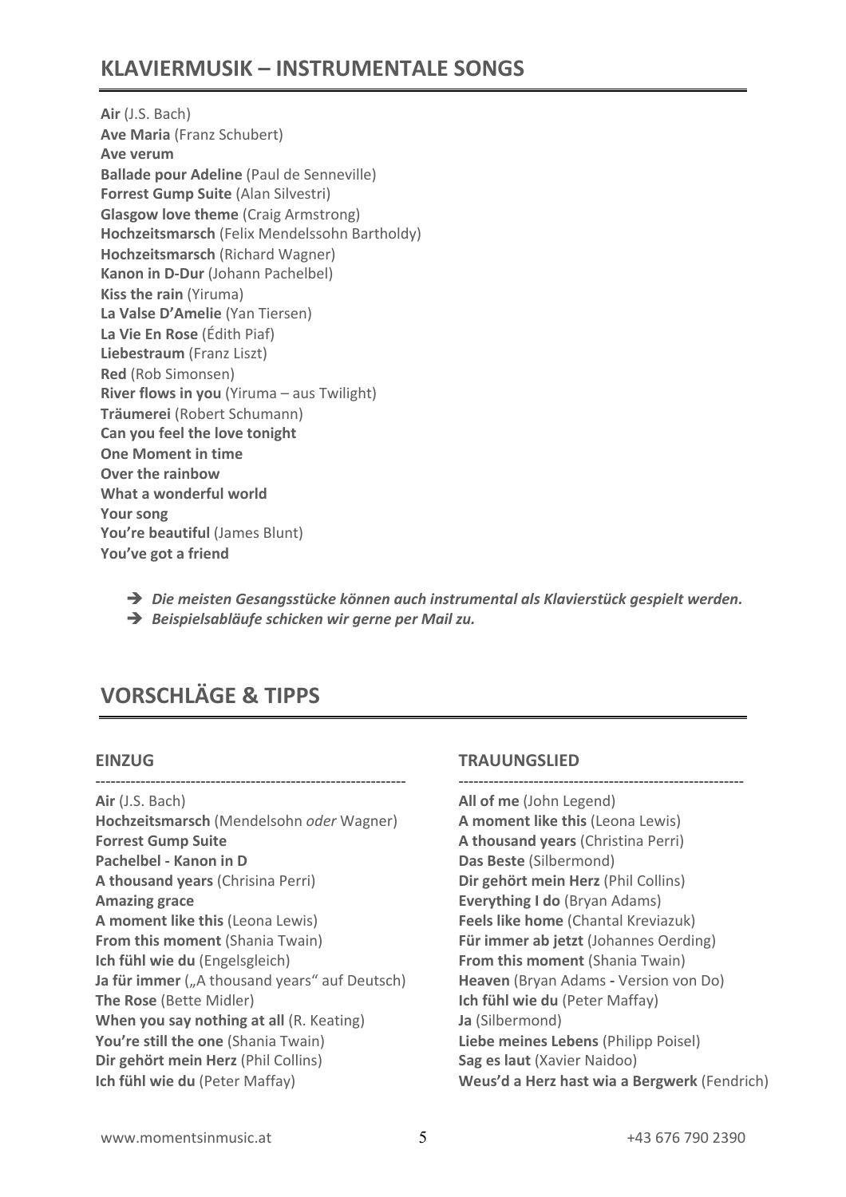## KLAVIERMUSIK – INSTRUMENTALE SONGS

**Air** (J.S. Bach)
**Ave Maria** (Franz Schubert)
**Ave verum**
**Ballade pour Adeline** (Paul de Senneville)
**Forrest Gump Suite** (Alan Silvestri)
**Glasgow love theme** (Craig Armstrong)
**Hochzeitsmarsch** (Felix Mendelssohn Bartholdy)
**Hochzeitsmarsch** (Richard Wagner)
**Kanon in D-Dur** (Johann Pachelbel)
**Kiss the rain** (Yiruma)
**La Valse D'Amelie** (Yan Tiersen)
**La Vie En Rose** (Édith Piaf)
**Liebestraum** (Franz Liszt)
**Red** (Rob Simonsen)
**River flows in you** (Yiruma – aus Twilight)
**Träumerei** (Robert Schumann)
**Can you feel the love tonight**
**One Moment in time**
**Over the rainbow**
**What a wonderful world**
**Your song**
**You're beautiful** (James Blunt)
**You've got a friend**

- ➔ ***Die meisten Gesangsstücke können auch instrumental als Klavierstück gespielt werden.***
- ➔ ***Beispielsabläufe schicken wir gerne per Mail zu.***

## VORSCHLÄGE & TIPPS

### EINZUG

---

**Air** (J.S. Bach)
**Hochzeitsmarsch** (Mendelsohn *oder* Wagner)
**Forrest Gump Suite**
**Pachelbel - Kanon in D**
**A thousand years** (Chrisina Perri)
**Amazing grace**
**A moment like this** (Leona Lewis)
**From this moment** (Shania Twain)
**Ich fühl wie du** (Engelsgleich)
**Ja für immer** („A thousand years" auf Deutsch)
**The Rose** (Bette Midler)
**When you say nothing at all** (R. Keating)
**You're still the one** (Shania Twain)
**Dir gehört mein Herz** (Phil Collins)
**Ich fühl wie du** (Peter Maffay)

### TRAUUNGSLIED

---

**All of me** (John Legend)
**A moment like this** (Leona Lewis)
**A thousand years** (Christina Perri)
**Das Beste** (Silbermond)
**Dir gehört mein Herz** (Phil Collins)
**Everything I do** (Bryan Adams)
**Feels like home** (Chantal Kreviazuk)
**Für immer ab jetzt** (Johannes Oerding)
**From this moment** (Shania Twain)
**Heaven** (Bryan Adams **-** Version von Do)
**Ich fühl wie du** (Peter Maffay)
**Ja** (Silbermond)
**Liebe meines Lebens** (Philipp Poisel)
**Sag es laut** (Xavier Naidoo)
**Weus'd a Herz hast wia a Bergwerk** (Fendrich)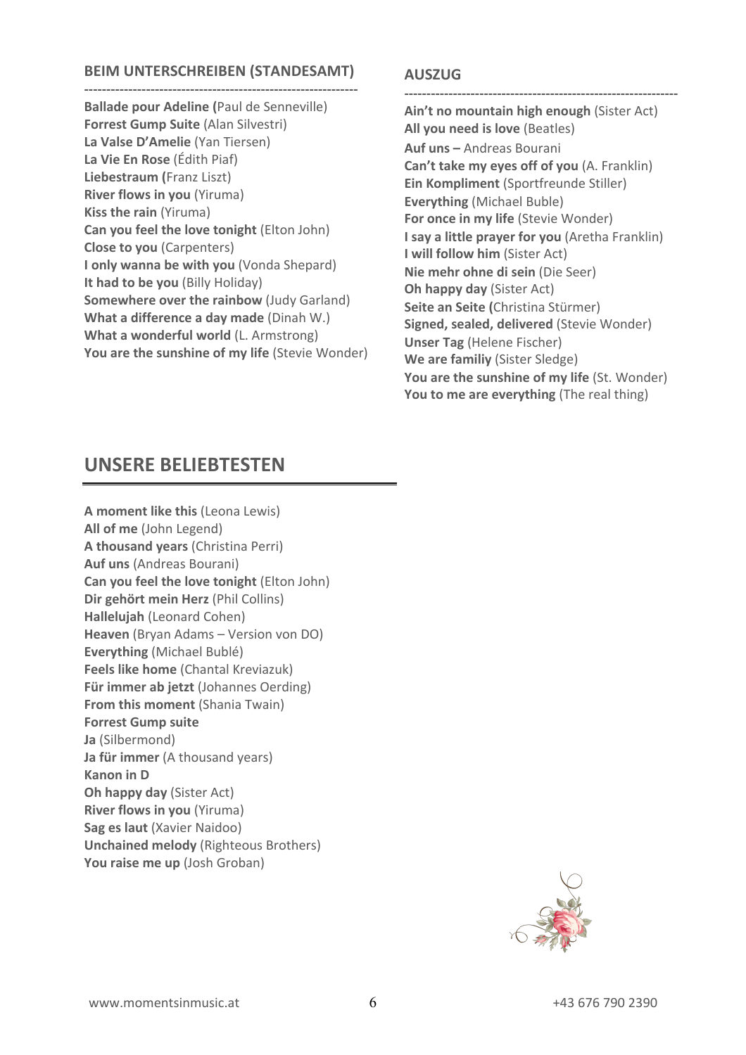### BEIM UNTERSCHREIBEN (STANDESAMT)

---

**Ballade pour Adeline (**Paul de Senneville)
**Forrest Gump Suite** (Alan Silvestri)
**La Valse D'Amelie** (Yan Tiersen)
**La Vie En Rose** (Édith Piaf)
**Liebestraum (**Franz Liszt)
**River flows in you** (Yiruma)
**Kiss the rain** (Yiruma)
**Can you feel the love tonight** (Elton John)
**Close to you** (Carpenters)
**I only wanna be with you** (Vonda Shepard)
**It had to be you** (Billy Holiday)
**Somewhere over the rainbow** (Judy Garland)
**What a difference a day made** (Dinah W.)
**What a wonderful world** (L. Armstrong)
**You are the sunshine of my life** (Stevie Wonder)

### AUSZUG

---

**Ain't no mountain high enough** (Sister Act)
**All you need is love** (Beatles)
**Auf uns –** Andreas Bourani
**Can't take my eyes off of you** (A. Franklin)
**Ein Kompliment** (Sportfreunde Stiller)
**Everything** (Michael Buble)
**For once in my life** (Stevie Wonder)
**I say a little prayer for you** (Aretha Franklin)
**I will follow him** (Sister Act)
**Nie mehr ohne di sein** (Die Seer)
**Oh happy day** (Sister Act)
**Seite an Seite (**Christina Stürmer)
**Signed, sealed, delivered** (Stevie Wonder)
**Unser Tag** (Helene Fischer)
**We are familiy** (Sister Sledge)
**You are the sunshine of my life** (St. Wonder)
**You to me are everything** (The real thing)

## UNSERE BELIEBTESTEN

**A moment like this** (Leona Lewis)
**All of me** (John Legend)
**A thousand years** (Christina Perri)
**Auf uns** (Andreas Bourani)
**Can you feel the love tonight** (Elton John)
**Dir gehört mein Herz** (Phil Collins)
**Hallelujah** (Leonard Cohen)
**Heaven** (Bryan Adams – Version von DO)
**Everything** (Michael Bublé)
**Feels like home** (Chantal Kreviazuk)
**Für immer ab jetzt** (Johannes Oerding)
**From this moment** (Shania Twain)
**Forrest Gump suite**
**Ja** (Silbermond)
**Ja für immer** (A thousand years)
**Kanon in D**
**Oh happy day** (Sister Act)
**River flows in you** (Yiruma)
**Sag es laut** (Xavier Naidoo)
**Unchained melody** (Righteous Brothers)
**You raise me up** (Josh Groban)